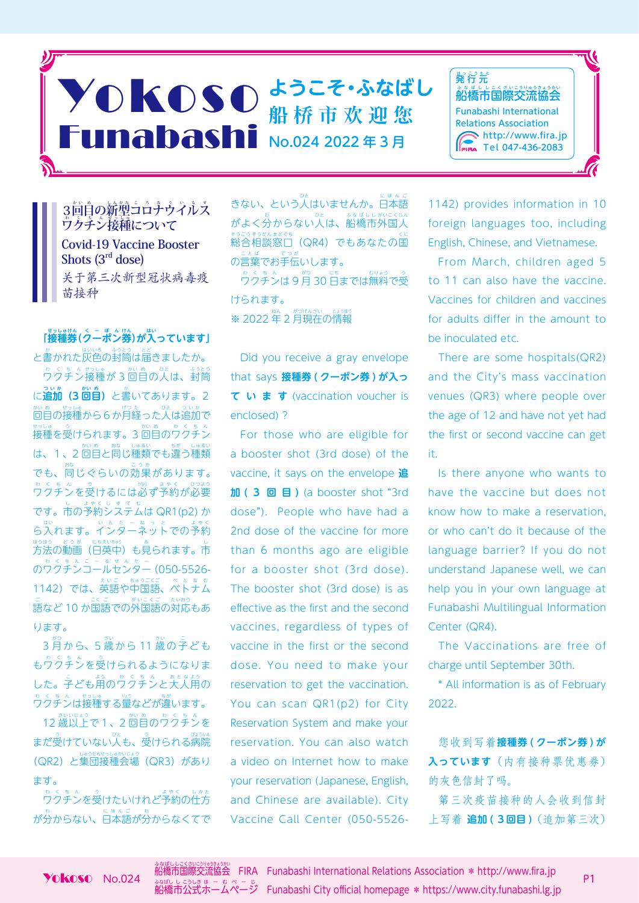# Yokoso Funabashi

**ようこそ・ふなばし**
**船桥市欢迎您**
No.024 2022年3月

発行元
船橋市国際交流協会
Funabashi International Relations Association
http://www.fira.jp
Tel 047-436-2083

## 3回目の新型コロナウイルスワクチン接種について
## Covid-19 Vaccine Booster Shots (3rd dose)
## 关于第三次新型冠状病毒疫苗接种

**「接種券(クーポン券)が入っています」**と書かれた灰色の封筒は届きましたか。

ワクチン接種が3回目の人は、封筒に**追加（3回目）**と書いてあります。2回目の接種から6か月経った人は追加で接種を受けられます。3回目のワクチンは、1、2回目と同じ種類でも違う種類でも、同じぐらいの効果があります。ワクチンを受けるには必ず予約が必要です。市の予約システムはQR1(p2)から入れます。インターネットでの予約方法の動画（日英中）も見られます。市のワクチンコールセンター (050-5526-1142）では、英語や中国語、ベトナム語など10か国語での外国語の対応もあります。

3月から、5歳から11歳の子どももワクチンを受けられるようになりました。子ども用のワクチンと大人用のワクチンは接種する量などが違います。

12歳以上で1、2回目のワクチンをまだ受けていない人も、受けられる病院（QR2）と集団接種会場（QR3）があります。

ワクチンを受けたいけれど予約の仕方が分からない、日本語が分からなくてできない、という人はいませんか。日本語がよく分からない人は、船橋市外国人総合相談窓口（QR4）でもあなたの国の言葉でお手伝いします。

ワクチンは9月30日までは無料で受けられます。

※2022年2月現在の情報

Did you receive a gray envelope that says **接種券(クーポン券)が入っています** (vaccination voucher is enclosed)?

For those who are eligible for a booster shot (3rd dose) of the vaccine, it says on the envelope **追加(3回目)** (a booster shot "3rd dose"). People who have had a 2nd dose of the vaccine for more than 6 months ago are eligible for a booster shot (3rd dose). The booster shot (3rd dose) is as effective as the first and the second vaccines, regardless of types of vaccine in the first or the second dose. You need to make your reservation to get the vaccination. You can scan QR1(p2) for City Reservation System and make your reservation. You can also watch a video on Internet how to make your reservation (Japanese, English, and Chinese are available). City Vaccine Call Center (050-5526-1142) provides information in 10 foreign languages too, including English, Chinese, and Vietnamese.

From March, children aged 5 to 11 can also have the vaccine. Vaccines for children and vaccines for adults differ in the amount to be inoculated etc.

There are some hospitals(QR2) and the City's mass vaccination venues (QR3) where people over the age of 12 and have not yet had the first or second vaccine can get it.

Is there anyone who wants to have the vaccine but does not know how to make a reservation, or who can't do it because of the language barrier? If you do not understand Japanese well, we can help you in your own language at Funabashi Multilingual Information Center (QR4).

The Vaccinations are free of charge until September 30th.

* All information is as of February 2022.

您收到写着**接種券(クーポン券)が入っています**（内有接种票优惠券）的灰色信封了吗。

第三次疫苗接种的人会收到信封上写着 **追加(3回目)**（追加第三次）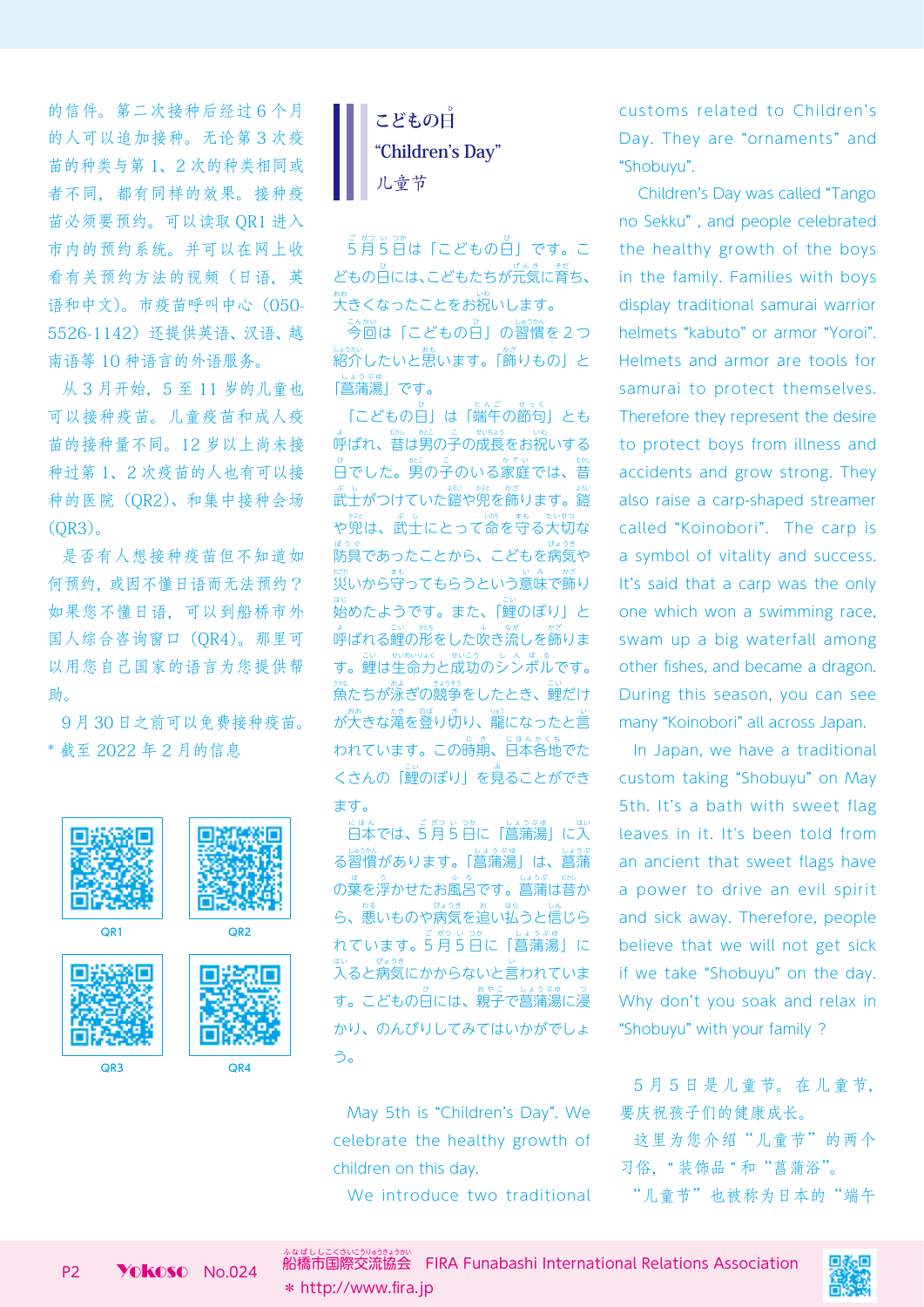的信件。第二次接种后经过6个月的人可以追加接种。无论第3次疫苗的种类与第1、2次的种类相同或者不同，都有同样的效果。接种疫苗必须要预约。可以读取QR1进入市内的预约系统。并可以在网上收看有关预约方法的视频（日语，英语和中文）。市疫苗呼叫中心（050-5526-1142）还提供英语、汉语、越南语等10种语言的外语服务。

从3月开始，5至11岁的儿童也可以接种疫苗。儿童疫苗和成人疫苗的接种量不同。12岁以上尚未接种过第1、2次疫苗的人也有可以接种的医院（QR2）、和集中接种会场（QR3）。

是否有人想接种疫苗但不知道如何预约，或因不懂日语而无法预约？如果您不懂日语，可以到船桥市外国人综合咨询窗口（QR4）。那里可以用您自己国家的语言为您提供帮助。

9月30日之前可以免费接种疫苗。

＊截至2022年2月的信息

QR1

QR2

QR3

QR4

## こどもの日
## “Children’s Day”
## 儿童节

5月5日は「こどもの日」です。こどもの日には、こどもたちが元気に育ち、大きくなったことをお祝いします。

今回は「こどもの日」の習慣を２つ紹介したいと思います。「飾りもの」と「菖蒲湯」です。

「こどもの日」は「端午の節句」とも呼ばれ、昔は男の子の成長をお祝いする日でした。男の子のいる家庭では、昔武士がつけていた鎧や兜を飾ります。鎧や兜は、武士にとって命を守る大切な防具であったことから、こどもを病気や災いから守ってもらうという意味で飾り始めたようです。また、「鯉のぼり」と呼ばれる鯉の形をした吹き流しを飾ります。鯉は生命力と成功のシンボルです。魚たちが泳ぎの競争をしたとき、鯉だけが大きな滝を登り切り、龍になったと言われています。この時期、日本各地でたくさんの「鯉のぼり」を見ることができます。

日本では、5月5日に「菖蒲湯」に入る習慣があります。「菖蒲湯」は、菖蒲の葉を浮かせたお風呂です。菖蒲は昔から、悪いものや病気を追い払うと信じられています。5月5日に「菖蒲湯」に入ると病気にかからないと言われています。こどもの日には、親子で菖蒲湯に浸かり、のんびりしてみてはいかがでしょう。

May 5th is “Children’s Day”. We celebrate the healthy growth of children on this day.

We introduce two traditional customs related to Children’s Day. They are “ornaments” and “Shobuyu”.

Children’s Day was called “Tango no Sekku” , and people celebrated the healthy growth of the boys in the family. Families with boys display traditional samurai warrior helmets “kabuto” or armor “Yoroi”. Helmets and armor are tools for samurai to protect themselves. Therefore they represent the desire to protect boys from illness and accidents and grow strong. They also raise a carp-shaped streamer called “Koinobori”. The carp is a symbol of vitality and success. It’s said that a carp was the only one which won a swimming race, swam up a big waterfall among other fishes, and became a dragon. During this season, you can see many “Koinobori” all across Japan.

In Japan, we have a traditional custom taking “Shobuyu” on May 5th. It’s a bath with sweet flag leaves in it. It's been told from an ancient that sweet flags have a power to drive an evil spirit and sick away. Therefore, people believe that we will not get sick if we take “Shobuyu” on the day. Why don’t you soak and relax in “Shobuyu” with your family ?

5月5日是儿童节。在儿童节，要庆祝孩子们的健康成长。

这里为您介绍“儿童节”的两个习俗，“装饰品”和“菖蒲浴”。

“儿童节”也被称为日本的“端午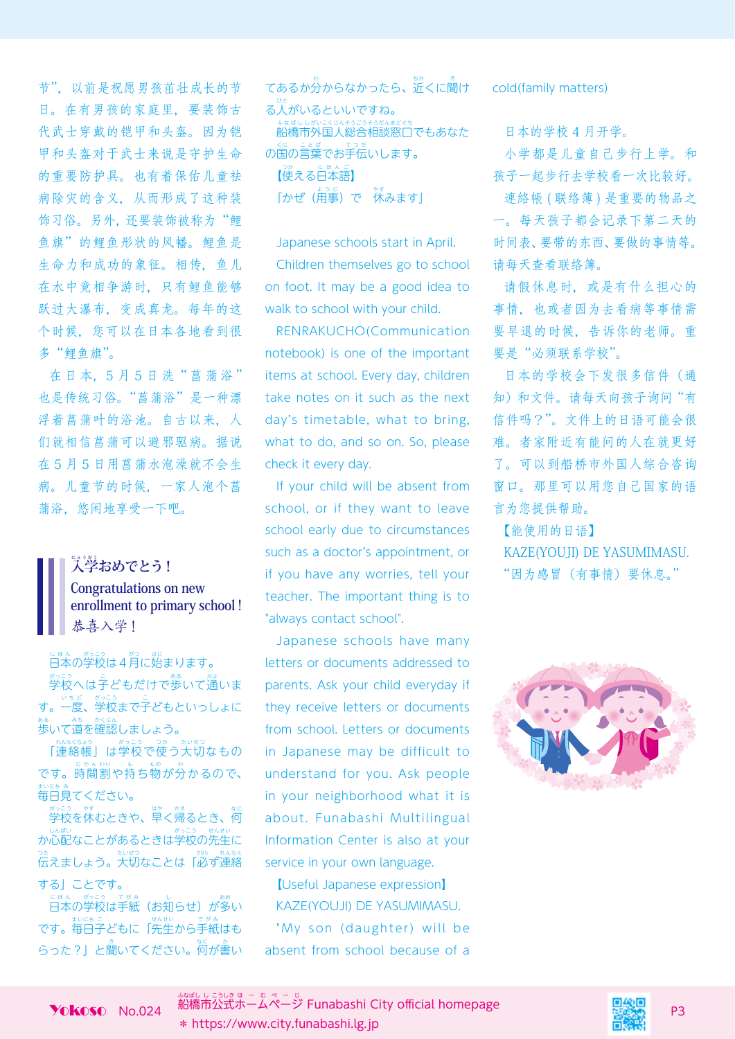节"，以前是祝愿男孩茁壮成长的节日。在有男孩的家庭里，要装饰古代武士穿戴的铠甲和头盔。因为铠甲和头盔对于武士来说是守护生命的重要防护具。也有着保佑儿童祛病除灾的含义，从而形成了这种装饰习俗。另外，还要装饰被称为"鲤鱼旗"的鲤鱼形状的风幡。鲤鱼是生命力和成功的象征。相传，鱼儿在水中竞相争游时，只有鲤鱼能够跃过大瀑布，变成真龙。每年的这个时候，您可以在日本各地看到很多"鲤鱼旗"。

在日本，5月5日洗"菖蒲浴"也是传统习俗。"菖蒲浴"是一种漂浮着菖蒲叶的浴池。自古以来，人们就相信菖蒲可以避邪驱病。据说在5月5日用菖蒲水泡澡就不会生病。儿童节的时候，一家人泡个菖蒲浴，悠闲地享受一下吧。

## 入学おめでとう！
## Congratulations on new enrollment to primary school !
## 恭喜入学！

日本の学校は４月に始まります。

学校へは子どもだけで歩いて通います。一度、学校まで子どもといっしょに歩いて道を確認しましょう。

「連絡帳」は学校で使う大切なものです。時間割や持ち物が分かるので、毎日見てください。

学校を休むときや、早く帰るとき、何か心配なことがあるときは学校の先生に伝えましょう。大切なことは「必ず連絡する」ことです。

日本の学校は手紙（お知らせ）が多いです。毎日子どもに「先生から手紙はもらった？」と聞いてください。何が書いてあるか分からなかったら、近くに聞ける人がいるといいですね。

船橋市外国人総合相談窓口でもあなたの国の言葉でお手伝いします。

【使える日本語】

「かぜ（用事）で　休みます」

Japanese schools start in April.

Children themselves go to school on foot. It may be a good idea to walk to school with your child.

RENRAKUCHO(Communication notebook) is one of the important items at school. Every day, children take notes on it such as the next day's timetable, what to bring, what to do, and so on. So, please check it every day.

If your child will be absent from school, or if they want to leave school early due to circumstances such as a doctor's appointment, or if you have any worries, tell your teacher. The important thing is to "always contact school".

Japanese schools have many letters or documents addressed to parents. Ask your child everyday if they receive letters or documents from school. Letters or documents in Japanese may be difficult to understand for you. Ask people in your neighborhood what it is about. Funabashi Multilingual Information Center is also at your service in your own language.

【Useful Japanese expression】

KAZE(YOUJI) DE YASUMIMASU.

"My son (daughter) will be absent from school because of a cold(family matters)

日本的学校4月开学。

小学都是儿童自己步行上学。和孩子一起步行去学校看一次比较好。

連絡帳（联络簿）是重要的物品之一。每天孩子都会记录下第二天的时间表、要带的东西、要做的事情等。请每天查看联络簿。

请假休息时，或是有什么担心的事情，也或者因为去看病等事情需要早退的时候，告诉你的老师。重要是"必须联系学校"。

日本的学校会下发很多信件（通知）和文件。请每天向孩子询问"有信件吗？"。文件上的日语可能会很难。者家附近有能问的人在就更好了。可以到船桥市外国人综合咨询窗口。那里可以用您自己国家的语言为您提供帮助。

【能使用的日语】

KAZE(YOUJI) DE YASUMIMASU.

"因为感冒（有事情）要休息。"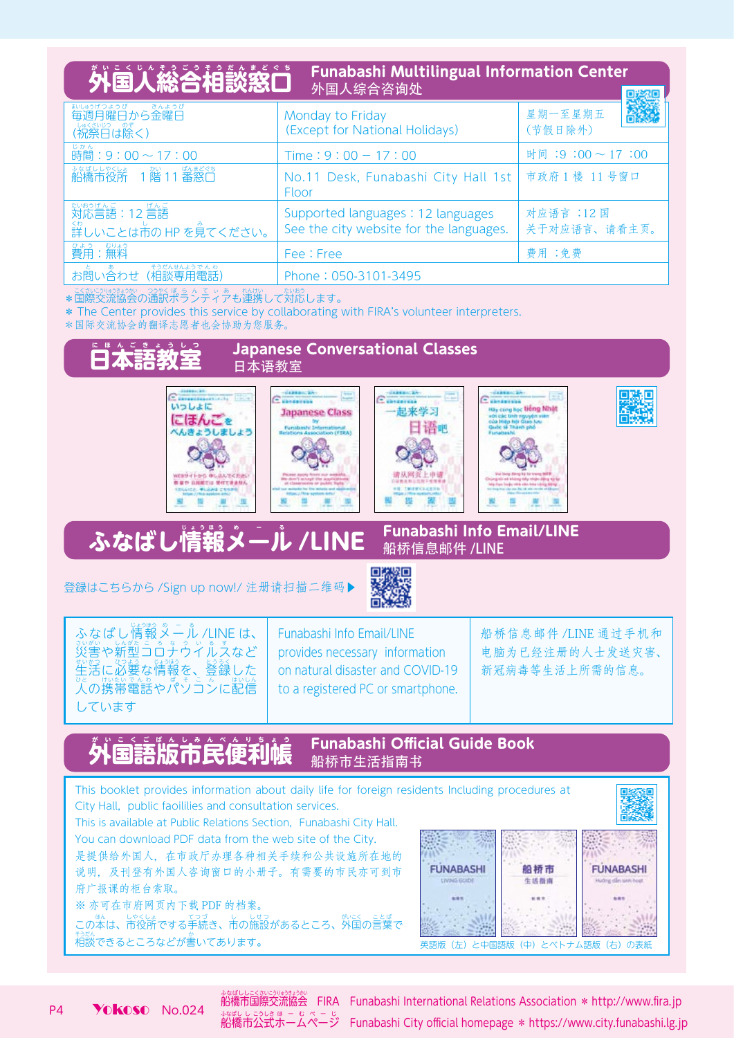## 外国人総合相談窓口　Funabashi Multilingual Information Center　外国人综合咨询处

| | | |
|---|---|---|
| 毎週月曜日から金曜日（祝祭日は除く） | Monday to Friday (Except for National Holidays) | 星期一至星期五（节假日除外） |
| 時間：9：00～17：00 | Time：9：00－17：00 | 时间：9：00～17：00 |
| 船橋市役所　1階11番窓口 | No.11 Desk, Funabashi City Hall 1st Floor | 市政府1楼 11号窗口 |
| 対応言語：12言語　詳しいことは市のHPを見てください。 | Supported languages：12 languages　See the city website for the languages. | 对应语言：12国　关于对应语言、请看主页。 |
| 費用：無料 | Fee：Free | 费用：免费 |
| お問い合わせ（相談専用電話） | Phone：050-3101-3495 | |

＊国際交流協会の通訳ボランティアも連携して対応します。
＊ The Center provides this service by collaborating with FIRA's volunteer interpreters.
＊国际交流协会的翻译志愿者也会协助为您服务。

## 日本語教室　Japanese Conversational Classes　日本语教室

## ふなばし情報メール/LINE　Funabashi Info Email/LINE　船桥信息邮件/LINE

登録はこちらから /Sign up now!/ 注册请扫描二维码▶

| | | |
|---|---|---|
| ふなばし情報メール/LINEは、災害や新型コロナウイルスなど生活に必要な情報を、登録した人の携帯電話やパソコンに配信しています | Funabashi Info Email/LINE provides necessary information on natural disaster and COVID-19 to a registered PC or smartphone. | 船桥信息邮件/LINE通过手机和电脑为已经注册的人士发送灾害、新冠病毒等生活上所需的信息。 |

## 外国語版市民便利帳　Funabashi Official Guide Book　船桥市生活指南书

This booklet provides information about daily life for foreign residents Including procedures at City Hall, public faoilities and consultation services.
This is available at Public Relations Section, Funabashi City Hall.
You can download PDF data from the web site of the City.

是提供给外国人，在市政府办理各种相关手续和公共设施所在地的说明，及刊登有外国人咨询窗口的小册子。有需要的市民亦可到市府广报课的柜台索取。
※亦可在市府网页内下载PDF的档案。

この本は、市役所でする手続き、市の施設があるところ、外国の言葉で相談できるところなどが書いてあります。

英語版（左）と中国語版（中）とベトナム語版（右）の表紙

船橋市国際交流協会　FIRA　Funabashi International Relations Association ＊ http://www.fira.jp
船橋市公式ホームページ　Funabashi City official homepage ＊ https://www.city.funabashi.lg.jp